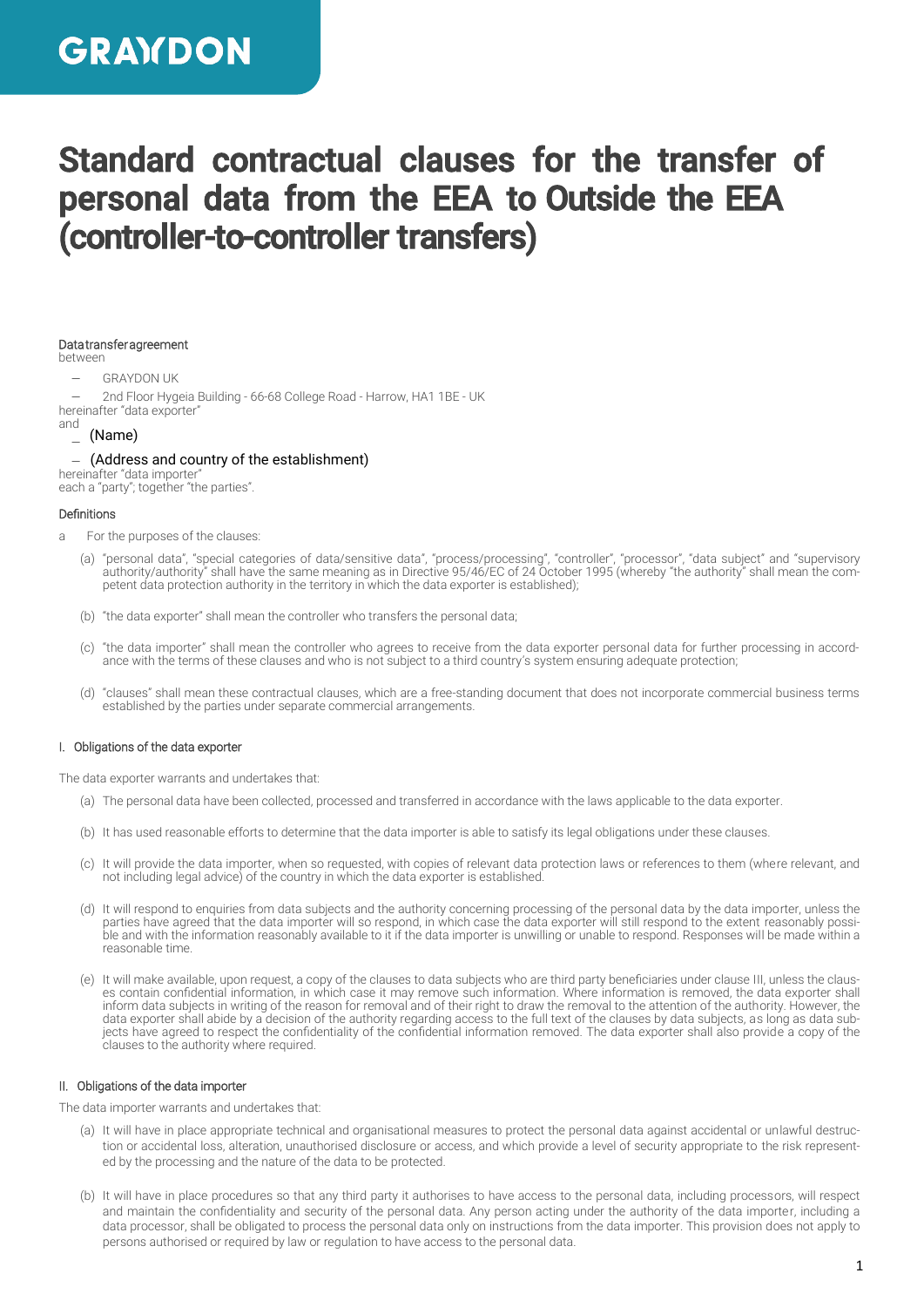GRAYDON

# Standard contractual clauses for the transfer of personal data from the EEA to Outside the EEA (controller-to-controller transfers)

Datatransferagreement

between

- GRAYDON UK
- 2nd Floor Hygeia Building - 66-68 College Road - Harrow, HA1 1BE - UK

hereinafter "data exporter"

and

- (Name)
- (Address and country of the establishment)

hereinafter "data importer"

each a "party"; together "the parties".

## Definitions

a For the purposes of the clauses:

(a) "personal data", "special categories of data/sensitive data", "process/processing", "controller", "processor", "data subject" and "supervisory authority/authority" shall have the same meaning as in Directive 95/46/EC of 24 October 1995 (whereby "the authority" shall mean the competent data protection authority in the territory in which the data exporter is established);

(b) "the data exporter" shall mean the controller who transfers the personal data;

(c) "the data importer" shall mean the controller who agrees to receive from the data exporter personal data for further processing in accordance with the terms of these clauses and who is not subject to a third country's system ensuring adequate protection;

(d) "clauses" shall mean these contractual clauses, which are a free-standing document that does not incorporate commercial business terms established by the parties under separate commercial arrangements.

## I. Obligations of the data exporter

The data exporter warrants and undertakes that:

(a) The personal data have been collected, processed and transferred in accordance with the laws applicable to the data exporter.

(b) It has used reasonable efforts to determine that the data importer is able to satisfy its legal obligations under these clauses.

(c) It will provide the data importer, when so requested, with copies of relevant data protection laws or references to them (where relevant, and not including legal advice) of the country in which the data exporter is established.

(d) It will respond to enquiries from data subjects and the authority concerning processing of the personal data by the data importer, unless the parties have agreed that the data importer will so respond, in which case the data exporter will still respond to the extent reasonably possible and with the information reasonably available to it if the data importer is unwilling or unable to respond. Responses will be made within a reasonable time.

(e) It will make available, upon request, a copy of the clauses to data subjects who are third party beneficiaries under clause III, unless the clauses contain confidential information, in which case it may remove such information. Where information is removed, the data exporter shall inform data subjects in writing of the reason for removal and of their right to draw the removal to the attention of the authority. However, the data exporter shall abide by a decision of the authority regarding access to the full text of the clauses by data subjects, as long as data subjects have agreed to respect the confidentiality of the confidential information removed. The data exporter shall also provide a copy of the clauses to the authority where required.

## II. Obligations of the data importer

The data importer warrants and undertakes that:

(a) It will have in place appropriate technical and organisational measures to protect the personal data against accidental or unlawful destruction or accidental loss, alteration, unauthorised disclosure or access, and which provide a level of security appropriate to the risk represented by the processing and the nature of the data to be protected.

(b) It will have in place procedures so that any third party it authorises to have access to the personal data, including processors, will respect and maintain the confidentiality and security of the personal data. Any person acting under the authority of the data importer, including a data processor, shall be obligated to process the personal data only on instructions from the data importer. This provision does not apply to persons authorised or required by law or regulation to have access to the personal data.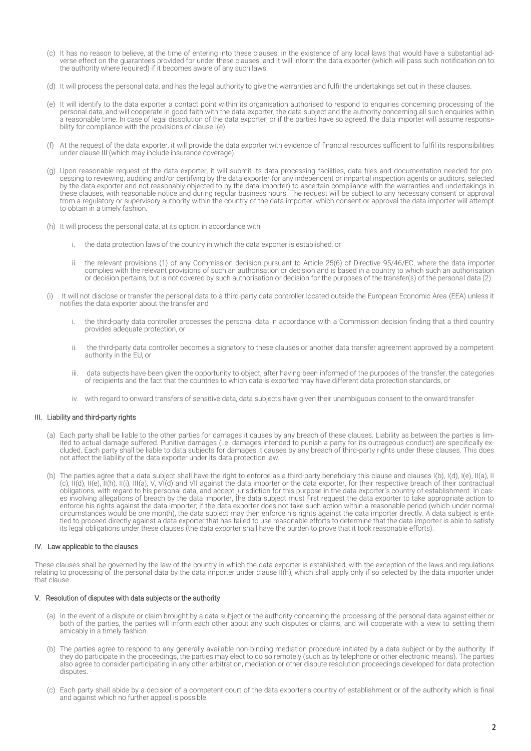(c) It has no reason to believe, at the time of entering into these clauses, in the existence of any local laws that would have a substantial adverse effect on the guarantees provided for under these clauses, and it will inform the data exporter (which will pass such notification on to the authority where required) if it becomes aware of any such laws.

(d) It will process the personal data, and has the legal authority to give the warranties and fulfil the undertakings set out in these clauses.

(e) It will identify to the data exporter a contact point within its organisation authorised to respond to enquiries concerning processing of the personal data, and will cooperate in good faith with the data exporter, the data subject and the authority concerning all such enquiries within a reasonable time. In case of legal dissolution of the data exporter, or if the parties have so agreed, the data importer will assume responsibility for compliance with the provisions of clause I(e).

(f) At the request of the data exporter, it will provide the data exporter with evidence of financial resources sufficient to fulfil its responsibilities under clause III (which may include insurance coverage).

(g) Upon reasonable request of the data exporter, it will submit its data processing facilities, data files and documentation needed for processing to reviewing, auditing and/or certifying by the data exporter (or any independent or impartial inspection agents or auditors, selected by the data exporter and not reasonably objected to by the data importer) to ascertain compliance with the warranties and undertakings in these clauses, with reasonable notice and during regular business hours. The request will be subject to any necessary consent or approval from a regulatory or supervisory authority within the country of the data importer, which consent or approval the data importer will attempt to obtain in a timely fashion.

(h) It will process the personal data, at its option, in accordance with:

i. the data protection laws of the country in which the data exporter is established, or

ii. the relevant provisions (1) of any Commission decision pursuant to Article 25(6) of Directive 95/46/EC, where the data importer complies with the relevant provisions of such an authorisation or decision and is based in a country to which such an authorisation or decision pertains, but is not covered by such authorisation or decision for the purposes of the transfer(s) of the personal data (2).

(i) It will not disclose or transfer the personal data to a third-party data controller located outside the European Economic Area (EEA) unless it notifies the data exporter about the transfer and

i. the third-party data controller processes the personal data in accordance with a Commission decision finding that a third country provides adequate protection, or

ii. the third-party data controller becomes a signatory to these clauses or another data transfer agreement approved by a competent authority in the EU, or

iii. data subjects have been given the opportunity to object, after having been informed of the purposes of the transfer, the categories of recipients and the fact that the countries to which data is exported may have different data protection standards, or

iv. with regard to onward transfers of sensitive data, data subjects have given their unambiguous consent to the onward transfer

## III. Liability and third-party rights

(a) Each party shall be liable to the other parties for damages it causes by any breach of these clauses. Liability as between the parties is limited to actual damage suffered. Punitive damages (i.e. damages intended to punish a party for its outrageous conduct) are specifically excluded. Each party shall be liable to data subjects for damages it causes by any breach of third-party rights under these clauses. This does not affect the liability of the data exporter under its data protection law.

(b) The parties agree that a data subject shall have the right to enforce as a third-party beneficiary this clause and clauses I(b), I(d), I(e), II(a), II(c), II(d), II(e), II(h), II(i), III(a), V, VI(d) and VII against the data importer or the data exporter, for their respective breach of their contractual obligations, with regard to his personal data, and accept jurisdiction for this purpose in the data exporter's country of establishment. In cases involving allegations of breach by the data importer, the data subject must first request the data exporter to take appropriate action to enforce his rights against the data importer; if the data exporter does not take such action within a reasonable period (which under normal circumstances would be one month), the data subject may then enforce his rights against the data importer directly. A data subject is entitled to proceed directly against a data exporter that has failed to use reasonable efforts to determine that the data importer is able to satisfy its legal obligations under these clauses (the data exporter shall have the burden to prove that it took reasonable efforts).

## IV. Law applicable to the clauses

These clauses shall be governed by the law of the country in which the data exporter is established, with the exception of the laws and regulations relating to processing of the personal data by the data importer under clause II(h), which shall apply only if so selected by the data importer under that clause.

## V. Resolution of disputes with data subjects or the authority

(a) In the event of a dispute or claim brought by a data subject or the authority concerning the processing of the personal data against either or both of the parties, the parties will inform each other about any such disputes or claims, and will cooperate with a view to settling them amicably in a timely fashion.

(b) The parties agree to respond to any generally available non-binding mediation procedure initiated by a data subject or by the authority. If they do participate in the proceedings, the parties may elect to do so remotely (such as by telephone or other electronic means). The parties also agree to consider participating in any other arbitration, mediation or other dispute resolution proceedings developed for data protection disputes.

(c) Each party shall abide by a decision of a competent court of the data exporter's country of establishment or of the authority which is final and against which no further appeal is possible.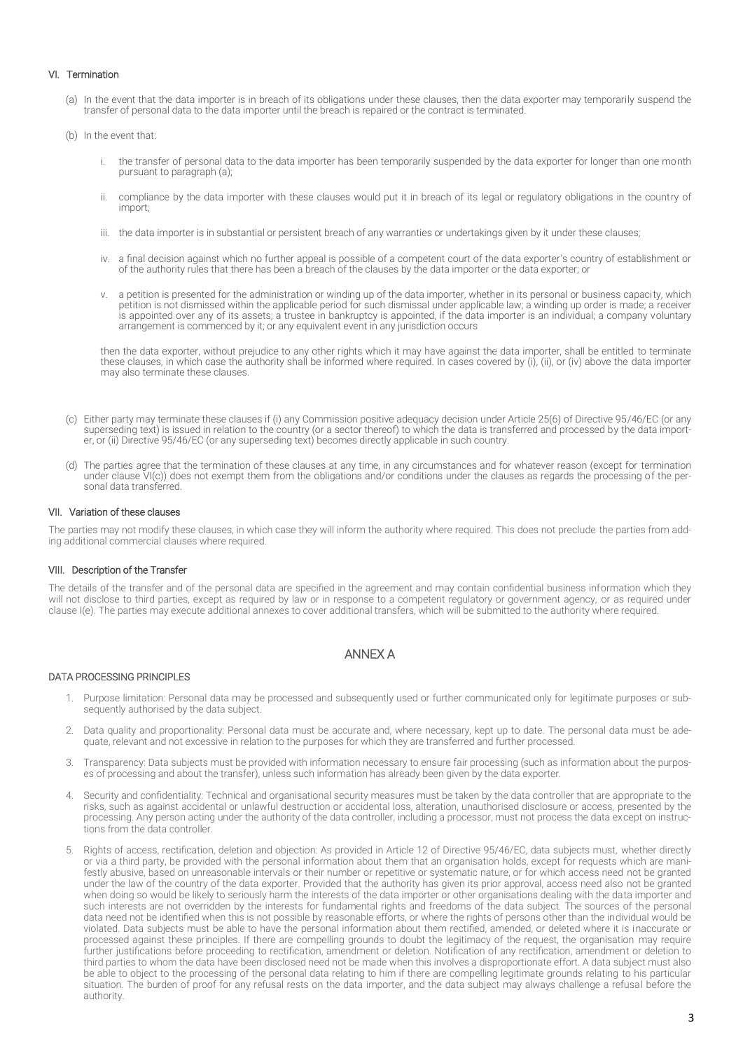### VI. Termination

(a) In the event that the data importer is in breach of its obligations under these clauses, then the data exporter may temporarily suspend the transfer of personal data to the data importer until the breach is repaired or the contract is terminated.

(b) In the event that:

i. the transfer of personal data to the data importer has been temporarily suspended by the data exporter for longer than one month pursuant to paragraph (a);

ii. compliance by the data importer with these clauses would put it in breach of its legal or regulatory obligations in the country of import;

iii. the data importer is in substantial or persistent breach of any warranties or undertakings given by it under these clauses;

iv. a final decision against which no further appeal is possible of a competent court of the data exporter's country of establishment or of the authority rules that there has been a breach of the clauses by the data importer or the data exporter; or

v. a petition is presented for the administration or winding up of the data importer, whether in its personal or business capacity, which petition is not dismissed within the applicable period for such dismissal under applicable law; a winding up order is made; a receiver is appointed over any of its assets; a trustee in bankruptcy is appointed, if the data importer is an individual; a company voluntary arrangement is commenced by it; or any equivalent event in any jurisdiction occurs

then the data exporter, without prejudice to any other rights which it may have against the data importer, shall be entitled to terminate these clauses, in which case the authority shall be informed where required. In cases covered by (i), (ii), or (iv) above the data importer may also terminate these clauses.

(c) Either party may terminate these clauses if (i) any Commission positive adequacy decision under Article 25(6) of Directive 95/46/EC (or any superseding text) is issued in relation to the country (or a sector thereof) to which the data is transferred and processed by the data importer, or (ii) Directive 95/46/EC (or any superseding text) becomes directly applicable in such country.

(d) The parties agree that the termination of these clauses at any time, in any circumstances and for whatever reason (except for termination under clause VI(c)) does not exempt them from the obligations and/or conditions under the clauses as regards the processing of the personal data transferred.

### VII. Variation of these clauses

The parties may not modify these clauses, in which case they will inform the authority where required. This does not preclude the parties from adding additional commercial clauses where required.

### VIII. Description of the Transfer

The details of the transfer and of the personal data are specified in the agreement and may contain confidential business information which they will not disclose to third parties, except as required by law or in response to a competent regulatory or government agency, or as required under clause I(e). The parties may execute additional annexes to cover additional transfers, which will be submitted to the authority where required.

## ANNEX A

### DATA PROCESSING PRINCIPLES

1. Purpose limitation: Personal data may be processed and subsequently used or further communicated only for legitimate purposes or subsequently authorised by the data subject.

2. Data quality and proportionality: Personal data must be accurate and, where necessary, kept up to date. The personal data must be adequate, relevant and not excessive in relation to the purposes for which they are transferred and further processed.

3. Transparency: Data subjects must be provided with information necessary to ensure fair processing (such as information about the purposes of processing and about the transfer), unless such information has already been given by the data exporter.

4. Security and confidentiality: Technical and organisational security measures must be taken by the data controller that are appropriate to the risks, such as against accidental or unlawful destruction or accidental loss, alteration, unauthorised disclosure or access, presented by the processing. Any person acting under the authority of the data controller, including a processor, must not process the data except on instructions from the data controller.

5. Rights of access, rectification, deletion and objection: As provided in Article 12 of Directive 95/46/EC, data subjects must, whether directly or via a third party, be provided with the personal information about them that an organisation holds, except for requests which are manifestly abusive, based on unreasonable intervals or their number or repetitive or systematic nature, or for which access need not be granted under the law of the country of the data exporter. Provided that the authority has given its prior approval, access need also not be granted when doing so would be likely to seriously harm the interests of the data importer or other organisations dealing with the data importer and such interests are not overridden by the interests for fundamental rights and freedoms of the data subject. The sources of the personal data need not be identified when this is not possible by reasonable efforts, or where the rights of persons other than the individual would be violated. Data subjects must be able to have the personal information about them rectified, amended, or deleted where it is inaccurate or processed against these principles. If there are compelling grounds to doubt the legitimacy of the request, the organisation may require further justifications before proceeding to rectification, amendment or deletion. Notification of any rectification, amendment or deletion to third parties to whom the data have been disclosed need not be made when this involves a disproportionate effort. A data subject must also be able to object to the processing of the personal data relating to him if there are compelling legitimate grounds relating to his particular situation. The burden of proof for any refusal rests on the data importer, and the data subject may always challenge a refusal before the authority.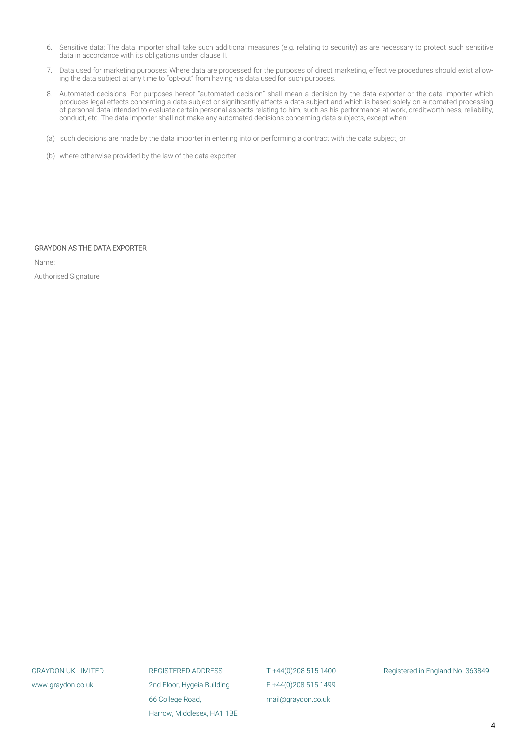6. Sensitive data: The data importer shall take such additional measures (e.g. relating to security) as are necessary to protect such sensitive data in accordance with its obligations under clause II.
7. Data used for marketing purposes: Where data are processed for the purposes of direct marketing, effective procedures should exist allowing the data subject at any time to "opt-out" from having his data used for such purposes.
8. Automated decisions: For purposes hereof "automated decision" shall mean a decision by the data exporter or the data importer which produces legal effects concerning a data subject or significantly affects a data subject and which is based solely on automated processing of personal data intended to evaluate certain personal aspects relating to him, such as his performance at work, creditworthiness, reliability, conduct, etc. The data importer shall not make any automated decisions concerning data subjects, except when:

(a) such decisions are made by the data importer in entering into or performing a contract with the data subject, or

(b) where otherwise provided by the law of the data exporter.

GRAYDON AS THE DATA EXPORTER

Name:

Authorised Signature

GRAYDON UK LIMITED
www.graydon.co.uk

REGISTERED ADDRESS
2nd Floor, Hygeia Building
66 College Road,
Harrow, Middlesex, HA1 1BE

T +44(0)208 515 1400
F +44(0)208 515 1499
mail@graydon.co.uk

Registered in England No. 363849